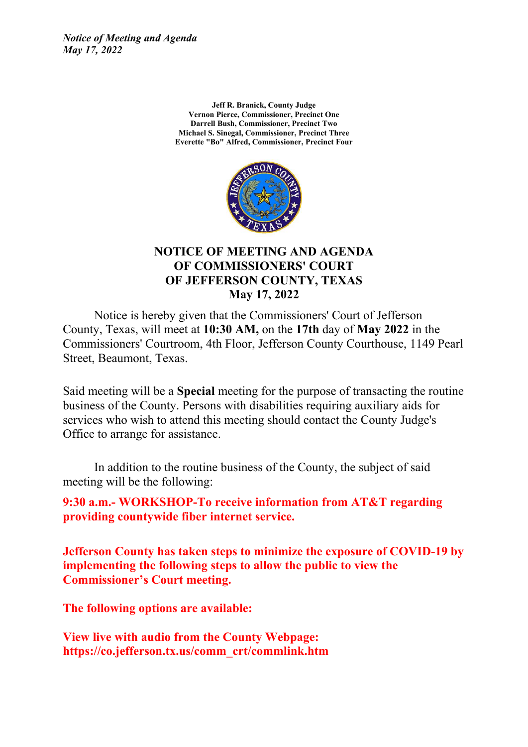*Notice of Meeting and Agenda*
*May 17, 2022*

**Jeff R. Branick, County Judge**
**Vernon Pierce, Commissioner, Precinct One**
**Darrell Bush, Commissioner, Precinct Two**
**Michael S. Sinegal, Commissioner, Precinct Three**
**Everette "Bo" Alfred, Commissioner, Precinct Four**

# NOTICE OF MEETING AND AGENDA OF COMMISSIONERS' COURT OF JEFFERSON COUNTY, TEXAS May 17, 2022

Notice is hereby given that the Commissioners' Court of Jefferson County, Texas, will meet at **10:30 AM,** on the **17th** day of **May 2022** in the Commissioners' Courtroom, 4th Floor, Jefferson County Courthouse, 1149 Pearl Street, Beaumont, Texas.

Said meeting will be a **Special** meeting for the purpose of transacting the routine business of the County. Persons with disabilities requiring auxiliary aids for services who wish to attend this meeting should contact the County Judge's Office to arrange for assistance.

In addition to the routine business of the County, the subject of said meeting will be the following:

**9:30 a.m.- WORKSHOP-To receive information from AT&T regarding providing countywide fiber internet service.**

**Jefferson County has taken steps to minimize the exposure of COVID-19 by implementing the following steps to allow the public to view the Commissioner's Court meeting.**

**The following options are available:**

**View live with audio from the County Webpage: https://co.jefferson.tx.us/comm_crt/commlink.htm**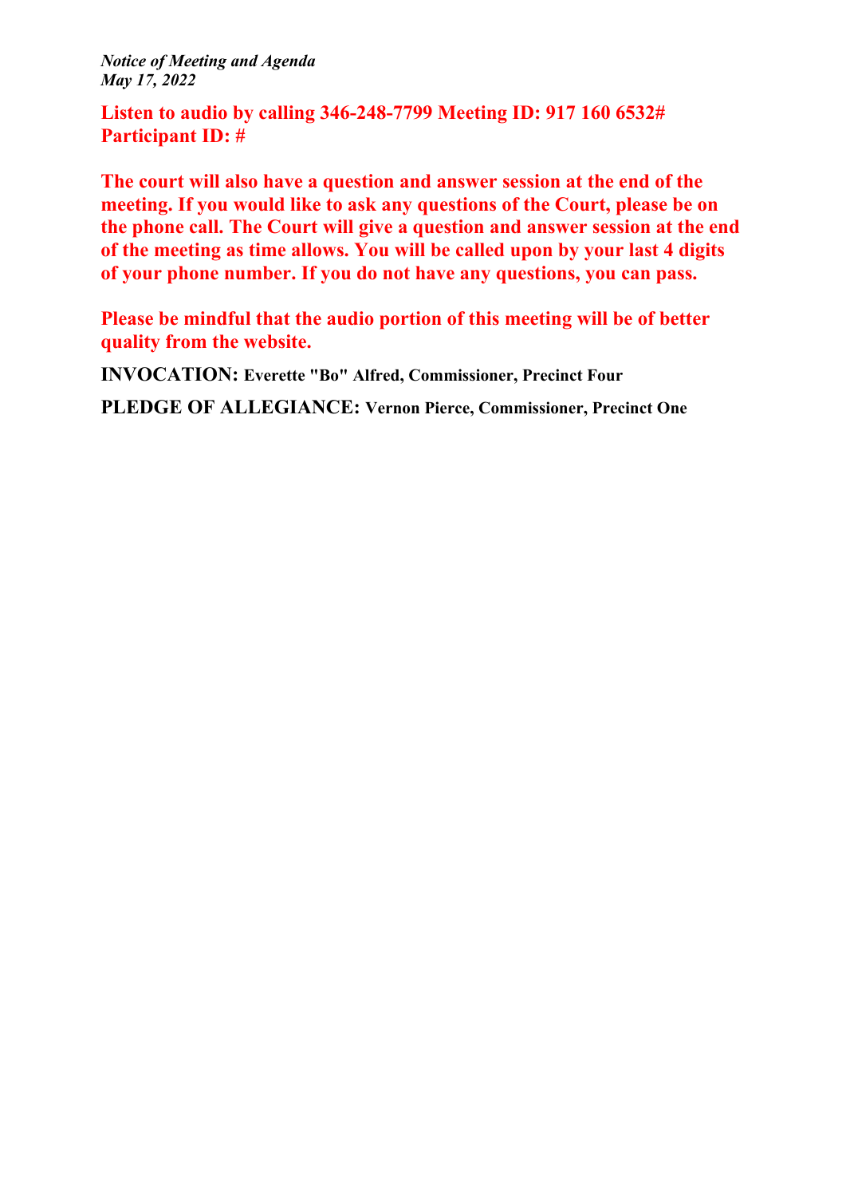*Notice of Meeting and Agenda*
*May 17, 2022*

**Listen to audio by calling 346-248-7799 Meeting ID: 917 160 6532# Participant ID: #**

**The court will also have a question and answer session at the end of the meeting. If you would like to ask any questions of the Court, please be on the phone call. The Court will give a question and answer session at the end of the meeting as time allows. You will be called upon by your last 4 digits of your phone number. If you do not have any questions, you can pass.**

**Please be mindful that the audio portion of this meeting will be of better quality from the website.**

**INVOCATION:** **Everette "Bo" Alfred, Commissioner, Precinct Four**

**PLEDGE OF ALLEGIANCE:** **Vernon Pierce, Commissioner, Precinct One**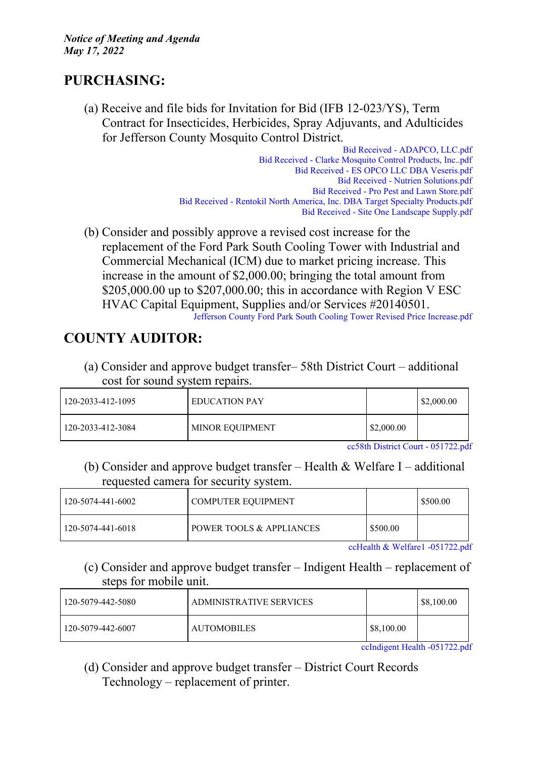*Notice of Meeting and Agenda*
*May 17, 2022*

## PURCHASING:

(a) Receive and file bids for Invitation for Bid (IFB 12-023/YS), Term Contract for Insecticides, Herbicides, Spray Adjuvants, and Adulticides for Jefferson County Mosquito Control District.

Bid Received - ADAPCO, LLC.pdf
Bid Received - Clarke Mosquito Control Products, Inc..pdf
Bid Received - ES OPCO LLC DBA Veseris.pdf
Bid Received - Nutrien Solutions.pdf
Bid Received - Pro Pest and Lawn Store.pdf
Bid Received - Rentokil North America, Inc. DBA Target Specialty Products.pdf
Bid Received - Site One Landscape Supply.pdf

(b) Consider and possibly approve a revised cost increase for the replacement of the Ford Park South Cooling Tower with Industrial and Commercial Mechanical (ICM) due to market pricing increase. This increase in the amount of $2,000.00; bringing the total amount from $205,000.00 up to $207,000.00; this in accordance with Region V ESC HVAC Capital Equipment, Supplies and/or Services #20140501.

Jefferson County Ford Park South Cooling Tower Revised Price Increase.pdf

## COUNTY AUDITOR:

(a) Consider and approve budget transfer– 58th District Court – additional cost for sound system repairs.

| | | | |
|---|---|---|---|
| 120-2033-412-1095 | EDUCATION PAY | | $2,000.00 |
| 120-2033-412-3084 | MINOR EQUIPMENT | $2,000.00 | |

cc58th District Court - 051722.pdf

(b) Consider and approve budget transfer – Health & Welfare I – additional requested camera for security system.

| | | | |
|---|---|---|---|
| 120-5074-441-6002 | COMPUTER EQUIPMENT | | $500.00 |
| 120-5074-441-6018 | POWER TOOLS & APPLIANCES | $500.00 | |

ccHealth & Welfare1 -051722.pdf

(c) Consider and approve budget transfer – Indigent Health – replacement of steps for mobile unit.

| | | | |
|---|---|---|---|
| 120-5079-442-5080 | ADMINISTRATIVE SERVICES | | $8,100.00 |
| 120-5079-442-6007 | AUTOMOBILES | $8,100.00 | |

ccIndigent Health -051722.pdf

(d) Consider and approve budget transfer – District Court Records Technology – replacement of printer.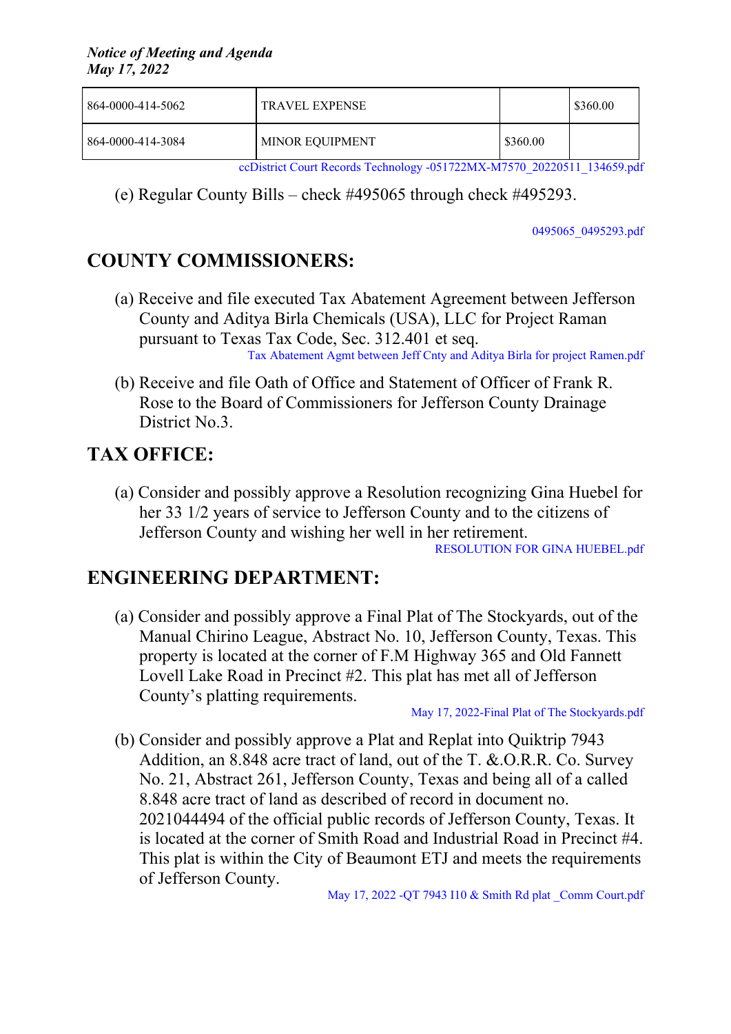| 864-0000-414-5062 | TRAVEL EXPENSE | | $360.00 |
|---|---|---|---|
| 864-0000-414-3084 | MINOR EQUIPMENT | $360.00 | |

ccDistrict Court Records Technology -051722MX-M7570_20220511_134659.pdf

(e) Regular County Bills – check #495065 through check #495293.

0495065_0495293.pdf

## COUNTY COMMISSIONERS:

(a) Receive and file executed Tax Abatement Agreement between Jefferson County and Aditya Birla Chemicals (USA), LLC for Project Raman pursuant to Texas Tax Code, Sec. 312.401 et seq.
Tax Abatement Agmt between Jeff Cnty and Aditya Birla for project Ramen.pdf

(b) Receive and file Oath of Office and Statement of Officer of Frank R. Rose to the Board of Commissioners for Jefferson County Drainage District No.3.

## TAX OFFICE:

(a) Consider and possibly approve a Resolution recognizing Gina Huebel for her 33 1/2 years of service to Jefferson County and to the citizens of Jefferson County and wishing her well in her retirement.
RESOLUTION FOR GINA HUEBEL.pdf

## ENGINEERING DEPARTMENT:

(a) Consider and possibly approve a Final Plat of The Stockyards, out of the Manual Chirino League, Abstract No. 10, Jefferson County, Texas. This property is located at the corner of F.M Highway 365 and Old Fannett Lovell Lake Road in Precinct #2. This plat has met all of Jefferson County's platting requirements.
May 17, 2022-Final Plat of The Stockyards.pdf

(b) Consider and possibly approve a Plat and Replat into Quiktrip 7943 Addition, an 8.848 acre tract of land, out of the T. &.O.R.R. Co. Survey No. 21, Abstract 261, Jefferson County, Texas and being all of a called 8.848 acre tract of land as described of record in document no. 2021044494 of the official public records of Jefferson County, Texas. It is located at the corner of Smith Road and Industrial Road in Precinct #4. This plat is within the City of Beaumont ETJ and meets the requirements of Jefferson County.
May 17, 2022 -QT 7943 I10 & Smith Rd plat _Comm Court.pdf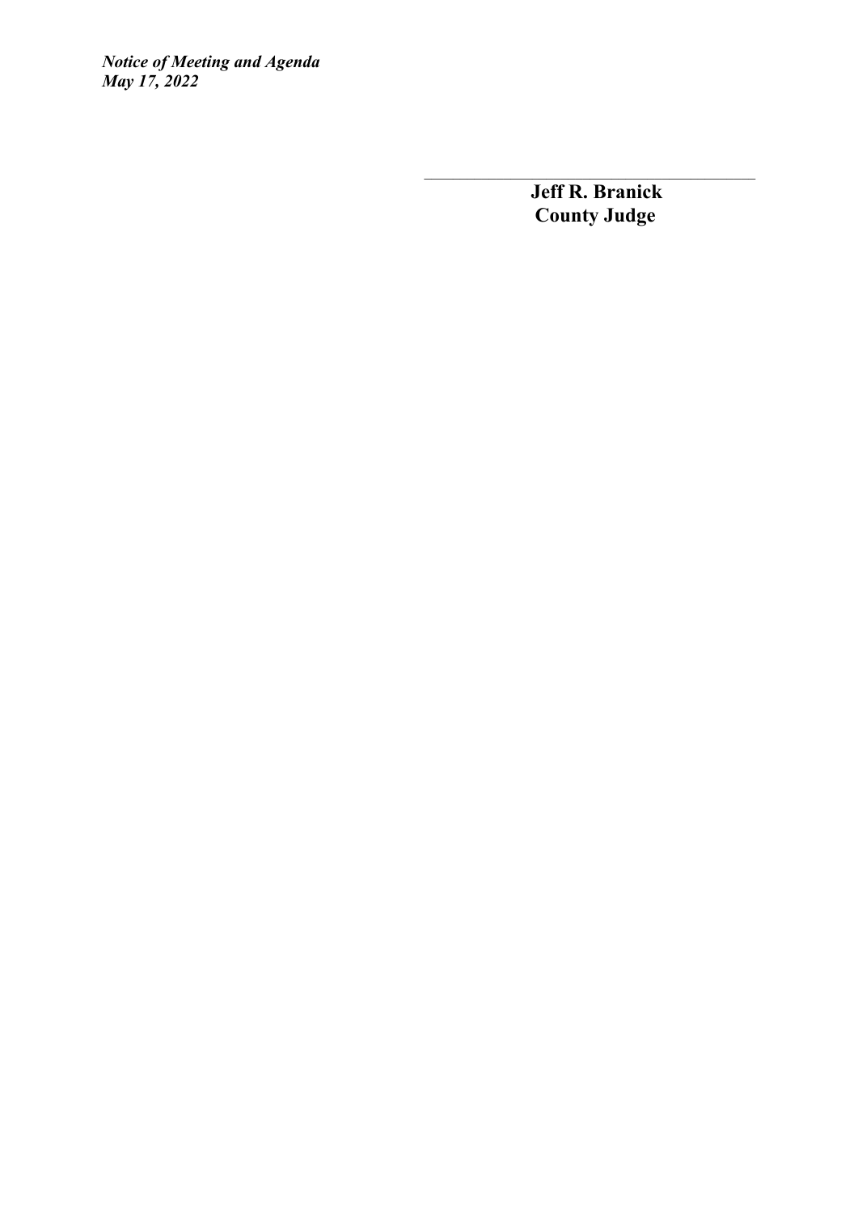\_\_\_\_\_\_\_\_\_\_\_\_\_\_\_\_\_\_\_\_\_\_\_\_\_\_\_\_\_\_\_\_\_\_\_\_\_\_\_\_

**Jeff R. Branick**
**County Judge**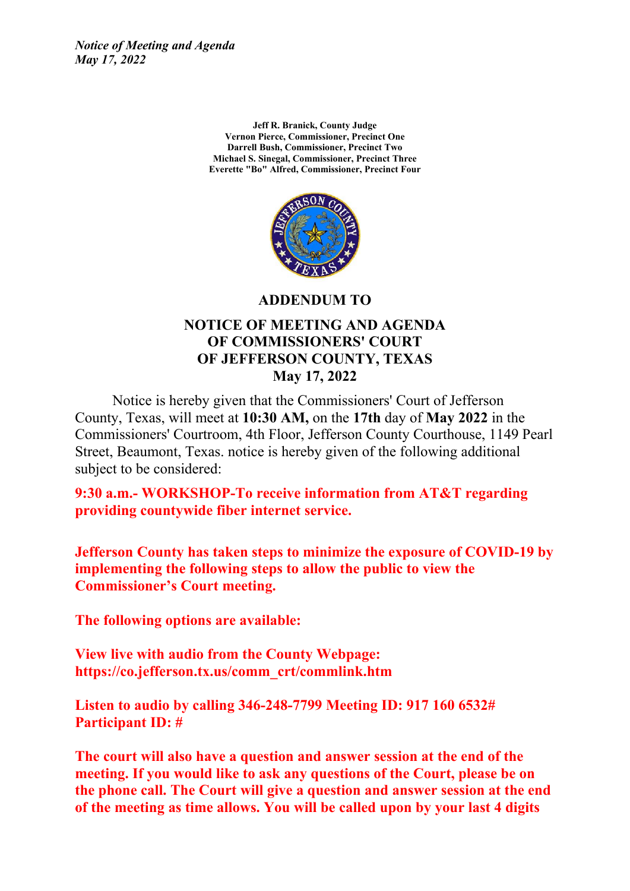*Notice of Meeting and Agenda*
*May 17, 2022*

**Jeff R. Branick, County Judge**
**Vernon Pierce, Commissioner, Precinct One**
**Darrell Bush, Commissioner, Precinct Two**
**Michael S. Sinegal, Commissioner, Precinct Three**
**Everette "Bo" Alfred, Commissioner, Precinct Four**

# ADDENDUM TO

## NOTICE OF MEETING AND AGENDA OF COMMISSIONERS' COURT OF JEFFERSON COUNTY, TEXAS May 17, 2022

Notice is hereby given that the Commissioners' Court of Jefferson County, Texas, will meet at **10:30 AM,** on the **17th** day of **May 2022** in the Commissioners' Courtroom, 4th Floor, Jefferson County Courthouse, 1149 Pearl Street, Beaumont, Texas. notice is hereby given of the following additional subject to be considered:

**9:30 a.m.- WORKSHOP-To receive information from AT&T regarding providing countywide fiber internet service.**

**Jefferson County has taken steps to minimize the exposure of COVID-19 by implementing the following steps to allow the public to view the Commissioner's Court meeting.**

**The following options are available:**

**View live with audio from the County Webpage: https://co.jefferson.tx.us/comm_crt/commlink.htm**

**Listen to audio by calling 346-248-7799 Meeting ID: 917 160 6532# Participant ID: #**

**The court will also have a question and answer session at the end of the meeting. If you would like to ask any questions of the Court, please be on the phone call. The Court will give a question and answer session at the end of the meeting as time allows. You will be called upon by your last 4 digits**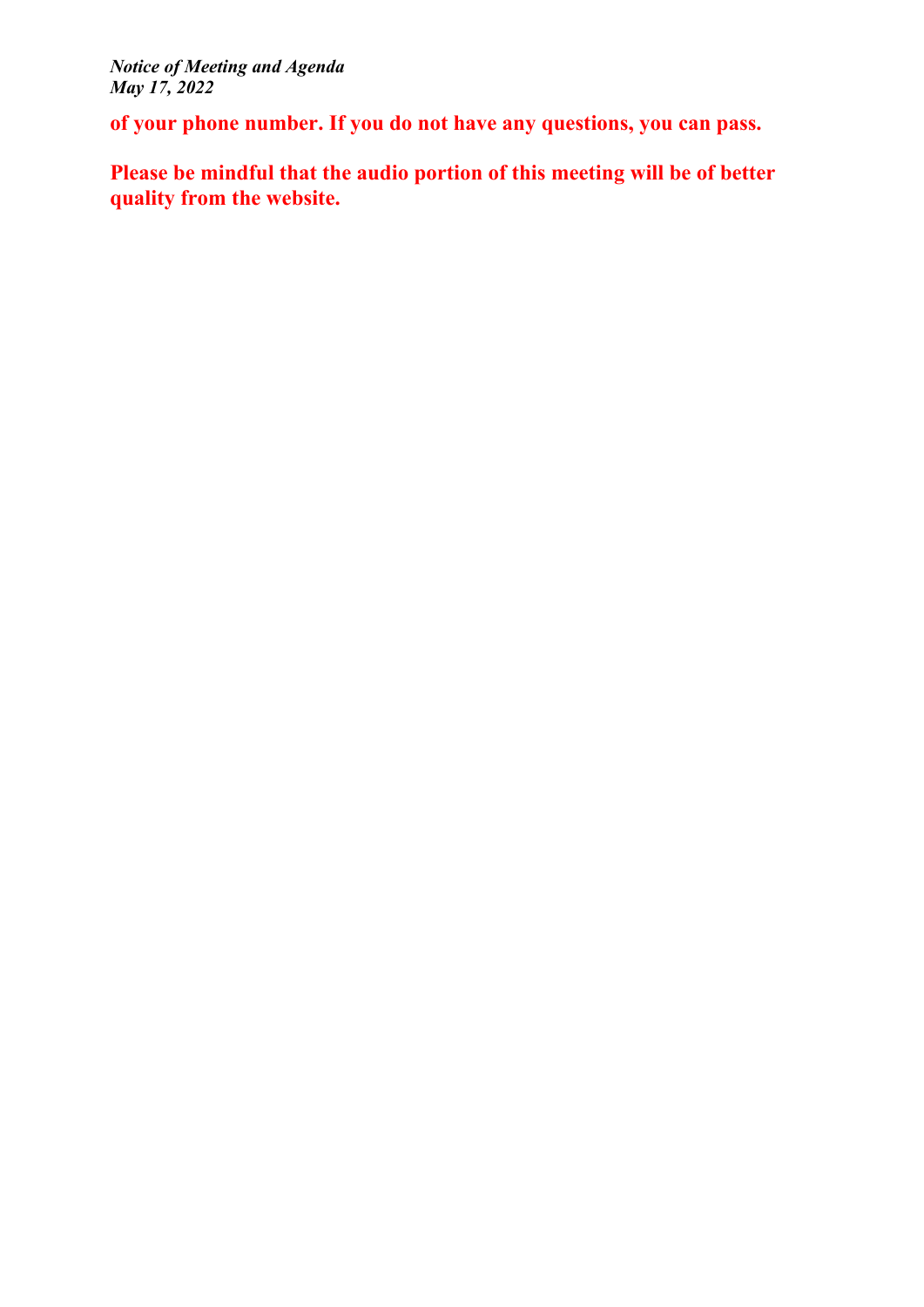**of your phone number. If you do not have any questions, you can pass.**

**Please be mindful that the audio portion of this meeting will be of better quality from the website.**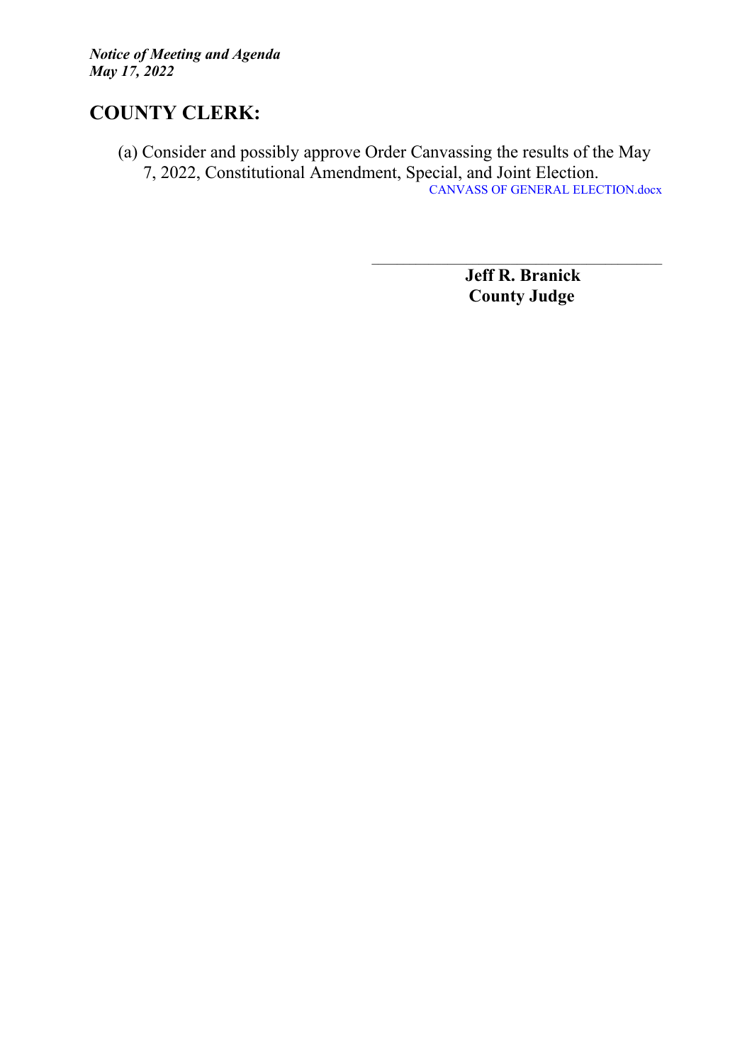## COUNTY CLERK:

(a) Consider and possibly approve Order Canvassing the results of the May 7, 2022, Constitutional Amendment, Special, and Joint Election.
CANVASS OF GENERAL ELECTION.docx

\_\_\_\_\_\_\_\_\_\_\_\_\_\_\_\_\_\_\_\_\_\_\_\_\_\_\_\_\_\_\_\_\_\_\_\_

**Jeff R. Branick**
**County Judge**